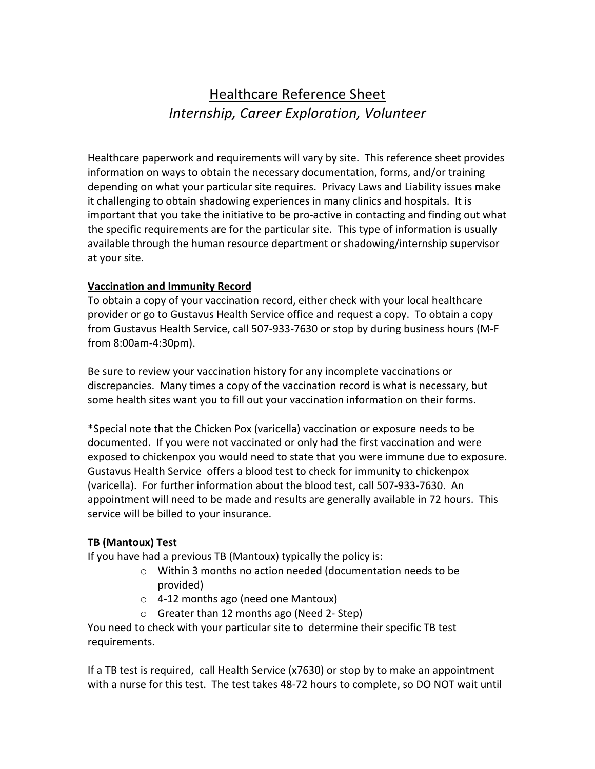# <u>Healthcare Reference Sheet</u>

## *Internship, Career Exploration, Volunteer*

Healthcare paperwork and requirements will vary by site. This reference sheet provides information on ways to obtain the necessary documentation, forms, and/or training depending on what your particular site requires. Privacy Laws and Liability issues make it challenging to obtain shadowing experiences in many clinics and hospitals. It is important that you take the initiative to be pro-active in contacting and finding out what the specific requirements are for the particular site. This type of information is usually available through the human resource department or shadowing/internship supervisor at your site.

**<u>Vaccination and Immunity Record</u>**

To obtain a copy of your vaccination record, either check with your local healthcare provider or go to Gustavus Health Service office and request a copy. To obtain a copy from Gustavus Health Service, call 507-933-7630 or stop by during business hours (M-F from 8:00am-4:30pm).

Be sure to review your vaccination history for any incomplete vaccinations or discrepancies. Many times a copy of the vaccination record is what is necessary, but some health sites want you to fill out your vaccination information on their forms.

*Special note that the Chicken Pox (varicella) vaccination or exposure needs to be documented. If you were not vaccinated or only had the first vaccination and were exposed to chickenpox you would need to state that you were immune due to exposure. Gustavus Health Service offers a blood test to check for immunity to chickenpox (varicella). For further information about the blood test, call 507-933-7630. An appointment will need to be made and results are generally available in 72 hours. This service will be billed to your insurance.

**<u>TB (Mantoux) Test</u>**

If you have had a previous TB (Mantoux) typically the policy is:

- Within 3 months no action needed (documentation needs to be provided)
- 4-12 months ago (need one Mantoux)
- Greater than 12 months ago (Need 2- Step)

You need to check with your particular site to determine their specific TB test requirements.

If a TB test is required, call Health Service (x7630) or stop by to make an appointment with a nurse for this test. The test takes 48-72 hours to complete, so DO NOT wait until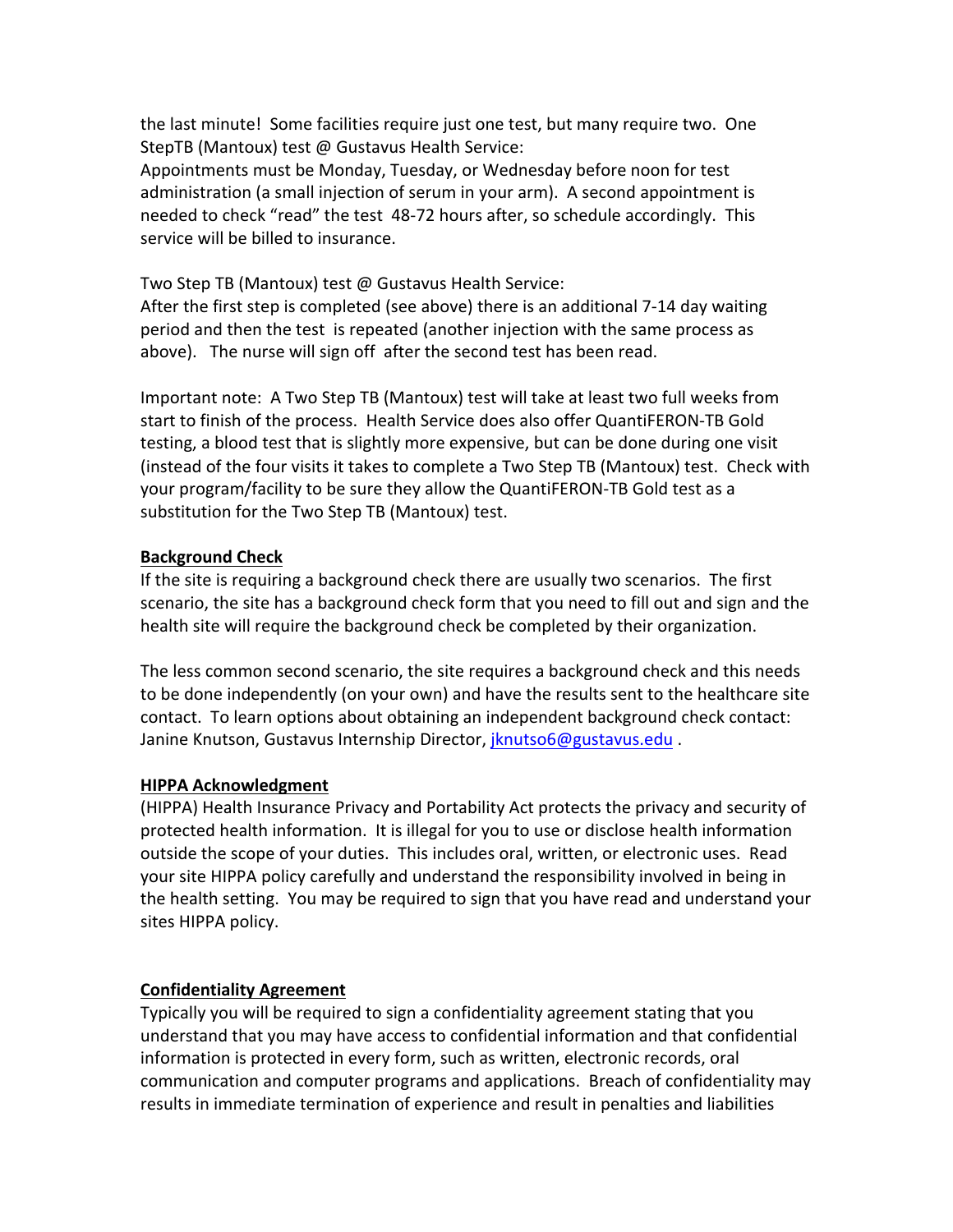the last minute! Some facilities require just one test, but many require two. One StepTB (Mantoux) test @ Gustavus Health Service:
Appointments must be Monday, Tuesday, or Wednesday before noon for test administration (a small injection of serum in your arm). A second appointment is needed to check "read" the test 48-72 hours after, so schedule accordingly. This service will be billed to insurance.

Two Step TB (Mantoux) test @ Gustavus Health Service:
After the first step is completed (see above) there is an additional 7-14 day waiting period and then the test is repeated (another injection with the same process as above). The nurse will sign off after the second test has been read.

Important note: A Two Step TB (Mantoux) test will take at least two full weeks from start to finish of the process. Health Service does also offer QuantiFERON-TB Gold testing, a blood test that is slightly more expensive, but can be done during one visit (instead of the four visits it takes to complete a Two Step TB (Mantoux) test. Check with your program/facility to be sure they allow the QuantiFERON-TB Gold test as a substitution for the Two Step TB (Mantoux) test.

**Background Check**
If the site is requiring a background check there are usually two scenarios. The first scenario, the site has a background check form that you need to fill out and sign and the health site will require the background check be completed by their organization.

The less common second scenario, the site requires a background check and this needs to be done independently (on your own) and have the results sent to the healthcare site contact. To learn options about obtaining an independent background check contact: Janine Knutson, Gustavus Internship Director, jknutso6@gustavus.edu .

**HIPPA Acknowledgment**
(HIPPA) Health Insurance Privacy and Portability Act protects the privacy and security of protected health information. It is illegal for you to use or disclose health information outside the scope of your duties. This includes oral, written, or electronic uses. Read your site HIPPA policy carefully and understand the responsibility involved in being in the health setting. You may be required to sign that you have read and understand your sites HIPPA policy.

**Confidentiality Agreement**
Typically you will be required to sign a confidentiality agreement stating that you understand that you may have access to confidential information and that confidential information is protected in every form, such as written, electronic records, oral communication and computer programs and applications. Breach of confidentiality may results in immediate termination of experience and result in penalties and liabilities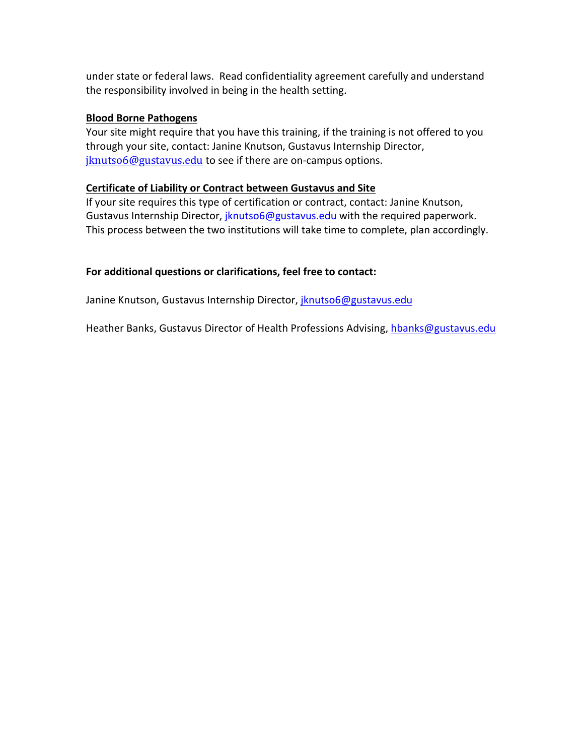under state or federal laws. Read confidentiality agreement carefully and understand the responsibility involved in being in the health setting.

**Blood Borne Pathogens**

Your site might require that you have this training, if the training is not offered to you through your site, contact: Janine Knutson, Gustavus Internship Director, jknutso6@gustavus.edu to see if there are on-campus options.

**Certificate of Liability or Contract between Gustavus and Site**

If your site requires this type of certification or contract, contact: Janine Knutson, Gustavus Internship Director, jknutso6@gustavus.edu with the required paperwork. This process between the two institutions will take time to complete, plan accordingly.

**For additional questions or clarifications, feel free to contact:**

Janine Knutson, Gustavus Internship Director, jknutso6@gustavus.edu

Heather Banks, Gustavus Director of Health Professions Advising, hbanks@gustavus.edu